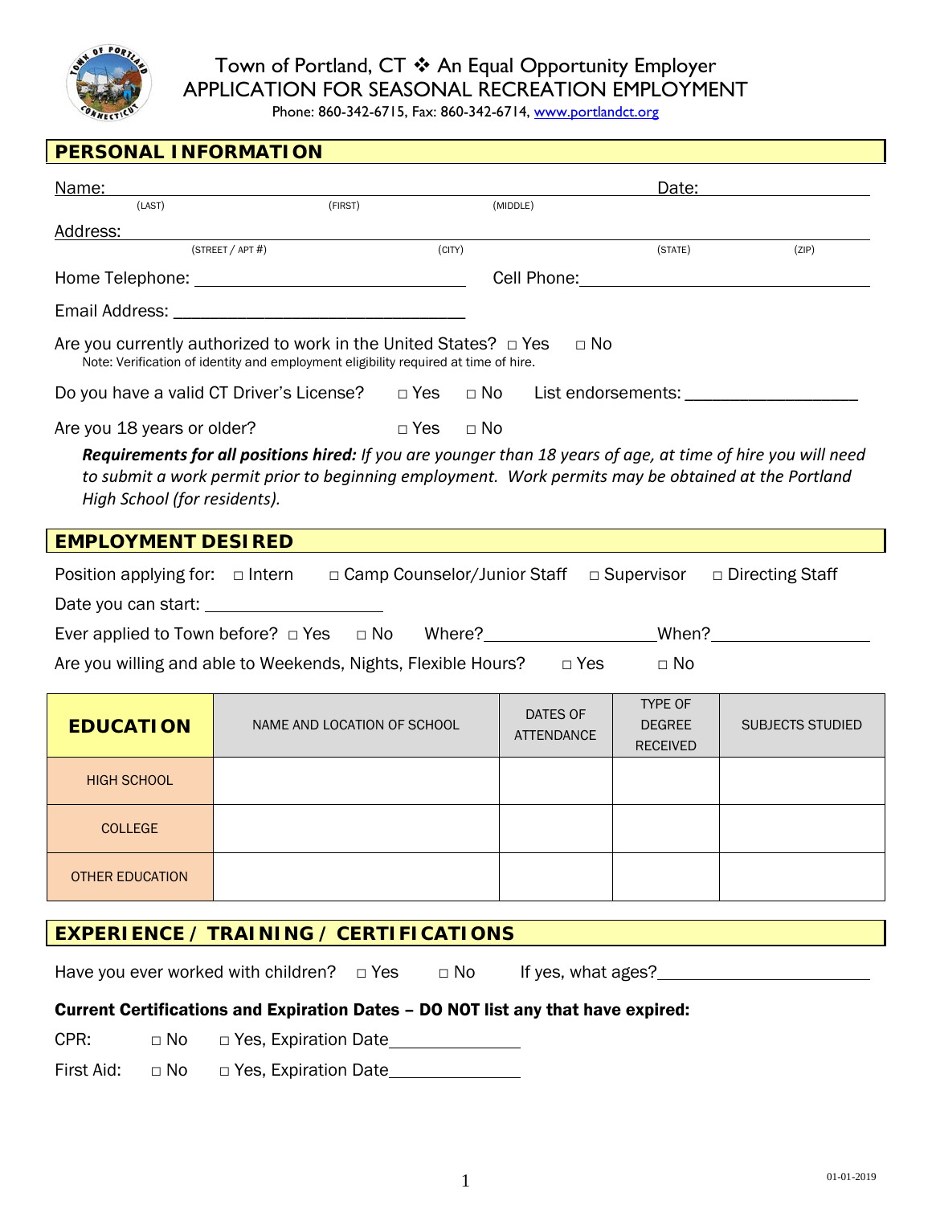# Town of Portland, CT ❖ An Equal Opportunity Employer
## APPLICATION FOR SEASONAL RECREATION EMPLOYMENT

Phone: 860-342-6715, Fax: 860-342-6714, www.portlandct.org

## PERSONAL INFORMATION

Name: ____________________________________________ Date: ____________
(LAST) (FIRST) (MIDDLE)

Address: ____________________________________________________________
(STREET / APT #) (CITY) (STATE) (ZIP)

Home Telephone: ______________________ Cell Phone: ______________________

Email Address: ______________________

Are you currently authorized to work in the United States? □ Yes □ No
Note: Verification of identity and employment eligibility required at time of hire.

Do you have a valid CT Driver's License? □ Yes □ No List endorsements: ______________

Are you 18 years or older? □ Yes □ No

***Requirements for all positions hired:*** *If you are younger than 18 years of age, at time of hire you will need to submit a work permit prior to beginning employment. Work permits may be obtained at the Portland High School (for residents).*

## EMPLOYMENT DESIRED

Position applying for: □ Intern □ Camp Counselor/Junior Staff □ Supervisor □ Directing Staff

Date you can start: ______________

Ever applied to Town before? □ Yes □ No Where? ______________ When? ______________

Are you willing and able to Weekends, Nights, Flexible Hours? □ Yes □ No

| EDUCATION | NAME AND LOCATION OF SCHOOL | DATES OF ATTENDANCE | TYPE OF DEGREE RECEIVED | SUBJECTS STUDIED |
|---|---|---|---|---|
| HIGH SCHOOL | | | | |
| COLLEGE | | | | |
| OTHER EDUCATION | | | | |

## EXPERIENCE / TRAINING / CERTIFICATIONS

Have you ever worked with children? □ Yes □ No If yes, what ages? ______________

**Current Certifications and Expiration Dates – DO NOT list any that have expired:**

CPR: □ No □ Yes, Expiration Date ______________

First Aid: □ No □ Yes, Expiration Date ______________

01-01-2019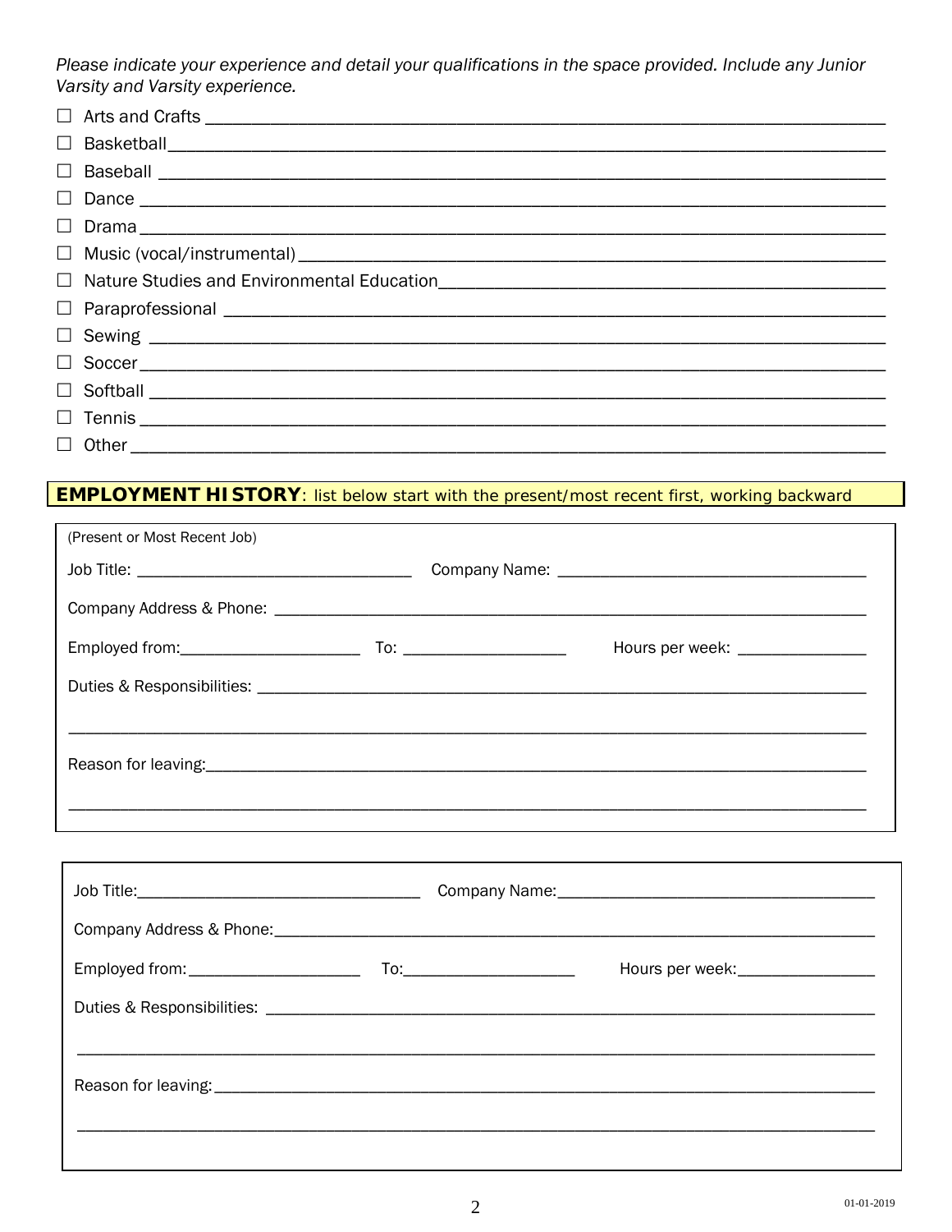*Please indicate your experience and detail your qualifications in the space provided. Include any Junior Varsity and Varsity experience.*

- ☐ Arts and Crafts ____________________
- ☐ Basketball ____________________
- ☐ Baseball ____________________
- ☐ Dance ____________________
- ☐ Drama ____________________
- ☐ Music (vocal/instrumental) ____________________
- ☐ Nature Studies and Environmental Education ____________________
- ☐ Paraprofessional ____________________
- ☐ Sewing ____________________
- ☐ Soccer ____________________
- ☐ Softball ____________________
- ☐ Tennis ____________________
- ☐ Other ____________________

## EMPLOYMENT HISTORY: list below start with the present/most recent first, working backward

(Present or Most Recent Job)

Job Title: ____________________ Company Name: ____________________

Company Address & Phone: ____________________

Employed from: ____________________ To: ____________________ Hours per week: ____________________

Duties & Responsibilities: ____________________

____________________

Reason for leaving: ____________________

____________________

---

Job Title: ____________________ Company Name: ____________________

Company Address & Phone: ____________________

Employed from: ____________________ To: ____________________ Hours per week: ____________________

Duties & Responsibilities: ____________________

____________________

Reason for leaving: ____________________

____________________

01-01-2019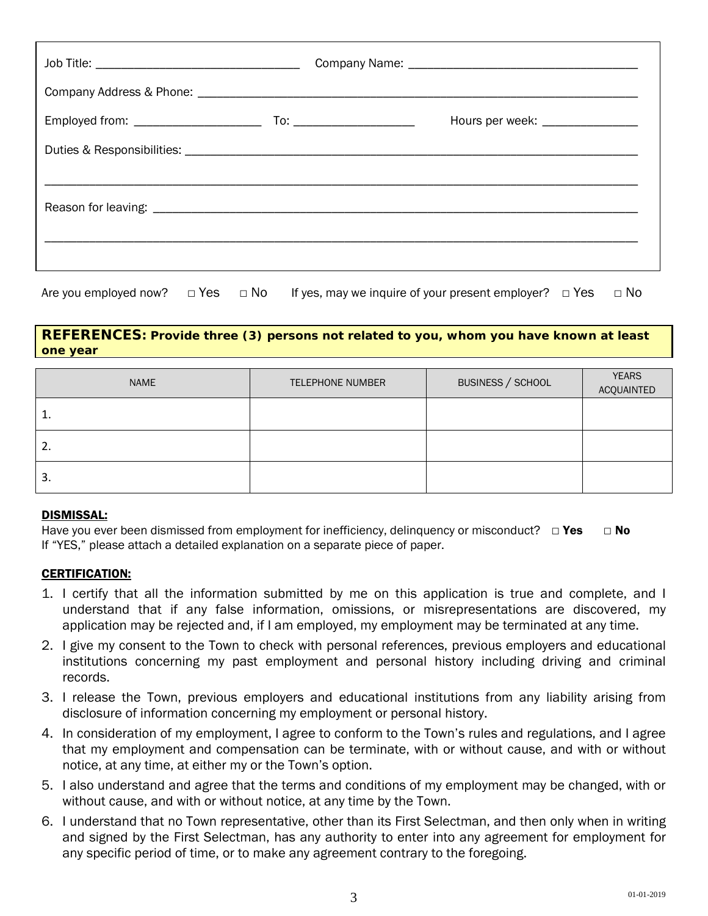Job Title: ______________________________ Company Name: ___________________________________

Company Address & Phone: _______________________________________________________________________

Employed from: ___________________ To: __________________ Hours per week: ______________

Duties & Responsibilities: _______________________________________________________________________

_______________________________________________________________________________________________

Reason for leaving: ____________________________________________________________________________

_______________________________________________________________________________________________

Are you employed now? □ Yes □ No If yes, may we inquire of your present employer? □ Yes □ No

## REFERENCES: Provide three (3) persons not related to you, whom you have known at least one year

| NAME | TELEPHONE NUMBER | BUSINESS / SCHOOL | YEARS ACQUAINTED |
|---|---|---|---|
| 1. | | | |
| 2. | | | |
| 3. | | | |

**DISMISSAL:**

Have you ever been dismissed from employment for inefficiency, delinquency or misconduct? □ **Yes** □ **No**
If "YES," please attach a detailed explanation on a separate piece of paper.

**CERTIFICATION:**

1. I certify that all the information submitted by me on this application is true and complete, and I understand that if any false information, omissions, or misrepresentations are discovered, my application may be rejected and, if I am employed, my employment may be terminated at any time.
2. I give my consent to the Town to check with personal references, previous employers and educational institutions concerning my past employment and personal history including driving and criminal records.
3. I release the Town, previous employers and educational institutions from any liability arising from disclosure of information concerning my employment or personal history.
4. In consideration of my employment, I agree to conform to the Town's rules and regulations, and I agree that my employment and compensation can be terminate, with or without cause, and with or without notice, at any time, at either my or the Town's option.
5. I also understand and agree that the terms and conditions of my employment may be changed, with or without cause, and with or without notice, at any time by the Town.
6. I understand that no Town representative, other than its First Selectman, and then only when in writing and signed by the First Selectman, has any authority to enter into any agreement for employment for any specific period of time, or to make any agreement contrary to the foregoing.

01-01-2019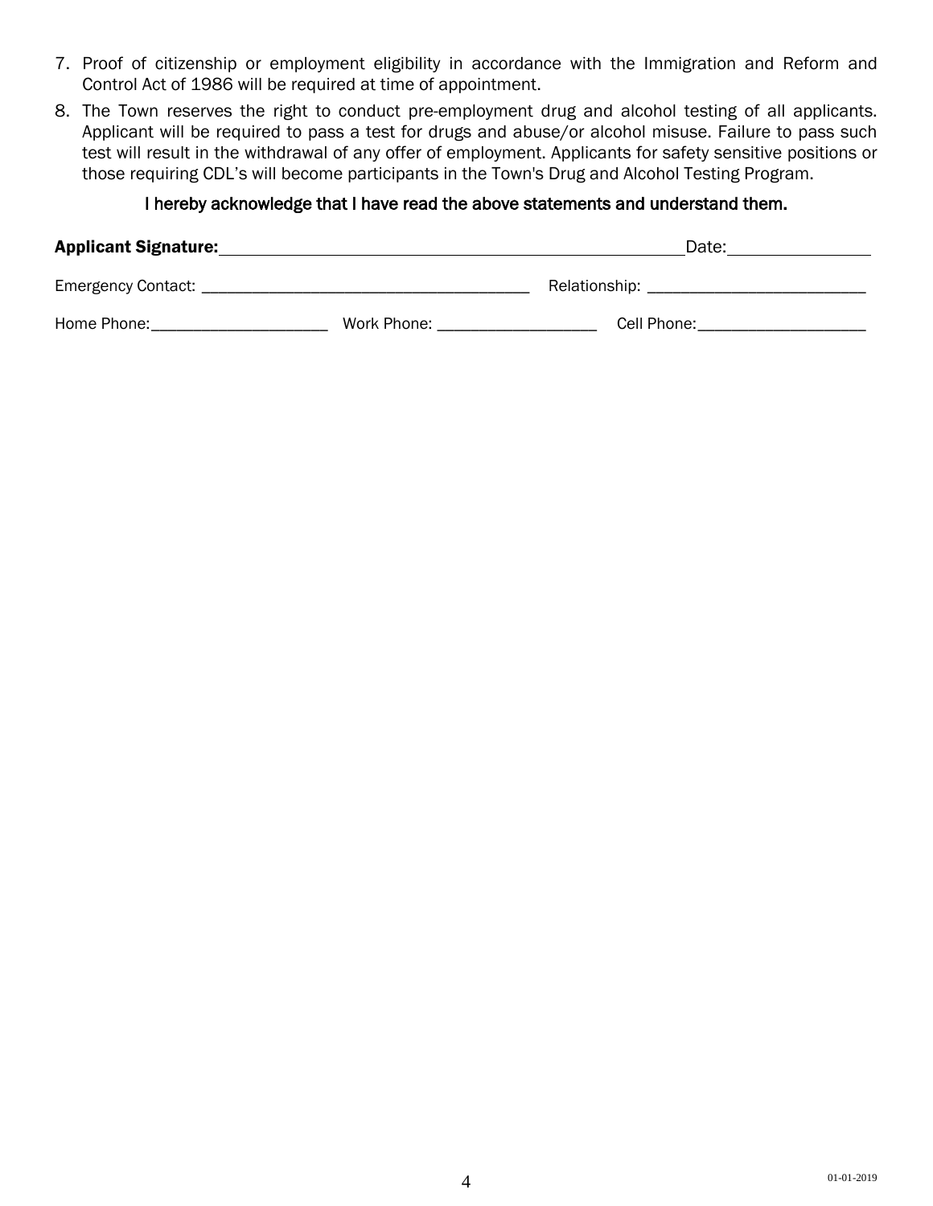7. Proof of citizenship or employment eligibility in accordance with the Immigration and Reform and Control Act of 1986 will be required at time of appointment.
8. The Town reserves the right to conduct pre-employment drug and alcohol testing of all applicants. Applicant will be required to pass a test for drugs and abuse/or alcohol misuse. Failure to pass such test will result in the withdrawal of any offer of employment. Applicants for safety sensitive positions or those requiring CDL's will become participants in the Town's Drug and Alcohol Testing Program.

I hereby acknowledge that I have read the above statements and understand them.

**Applicant Signature:**_______________________________________________ Date:______________

Emergency Contact: ____________________________________ Relationship: ________________________

Home Phone:____________________ Work Phone: _________________ Cell Phone:__________________

01-01-2019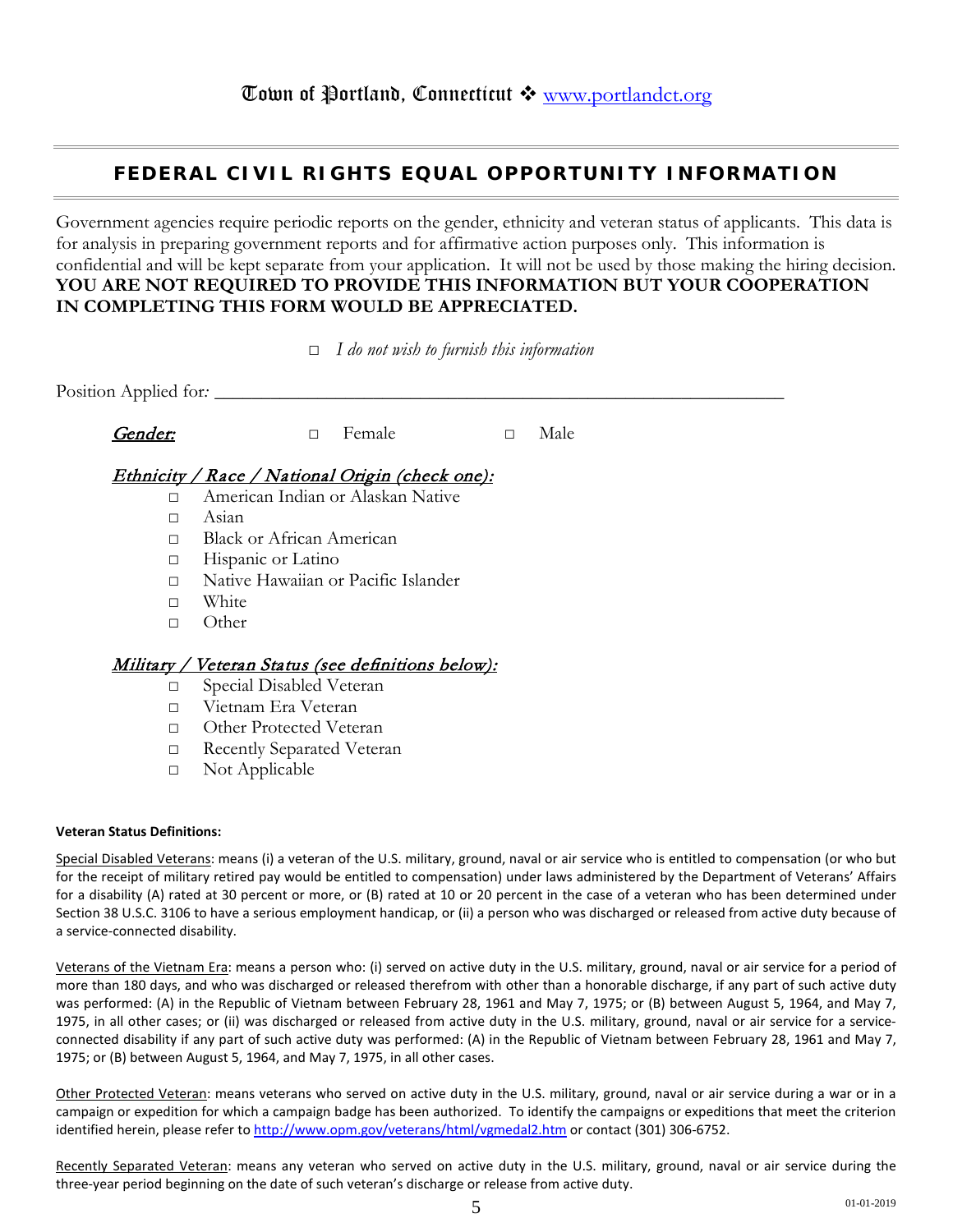Town of Portland, Connecticut ❖ www.portlandct.org

## FEDERAL CIVIL RIGHTS EQUAL OPPORTUNITY INFORMATION

Government agencies require periodic reports on the gender, ethnicity and veteran status of applicants. This data is for analysis in preparing government reports and for affirmative action purposes only. This information is confidential and will be kept separate from your application. It will not be used by those making the hiring decision. **YOU ARE NOT REQUIRED TO PROVIDE THIS INFORMATION BUT YOUR COOPERATION IN COMPLETING THIS FORM WOULD BE APPRECIATED.**

□ *I do not wish to furnish this information*

Position Applied for: ____________________________________________________________

*Gender:* □ Female □ Male

*Ethnicity / Race / National Origin (check one):*

- □ American Indian or Alaskan Native
- □ Asian
- □ Black or African American
- □ Hispanic or Latino
- □ Native Hawaiian or Pacific Islander
- □ White
- □ Other

*Military / Veteran Status (see definitions below):*

- □ Special Disabled Veteran
- □ Vietnam Era Veteran
- □ Other Protected Veteran
- □ Recently Separated Veteran
- □ Not Applicable

**Veteran Status Definitions:**

Special Disabled Veterans: means (i) a veteran of the U.S. military, ground, naval or air service who is entitled to compensation (or who but for the receipt of military retired pay would be entitled to compensation) under laws administered by the Department of Veterans' Affairs for a disability (A) rated at 30 percent or more, or (B) rated at 10 or 20 percent in the case of a veteran who has been determined under Section 38 U.S.C. 3106 to have a serious employment handicap, or (ii) a person who was discharged or released from active duty because of a service-connected disability.

Veterans of the Vietnam Era: means a person who: (i) served on active duty in the U.S. military, ground, naval or air service for a period of more than 180 days, and who was discharged or released therefrom with other than a honorable discharge, if any part of such active duty was performed: (A) in the Republic of Vietnam between February 28, 1961 and May 7, 1975; or (B) between August 5, 1964, and May 7, 1975, in all other cases; or (ii) was discharged or released from active duty in the U.S. military, ground, naval or air service for a service-connected disability if any part of such active duty was performed: (A) in the Republic of Vietnam between February 28, 1961 and May 7, 1975; or (B) between August 5, 1964, and May 7, 1975, in all other cases.

Other Protected Veteran: means veterans who served on active duty in the U.S. military, ground, naval or air service during a war or in a campaign or expedition for which a campaign badge has been authorized. To identify the campaigns or expeditions that meet the criterion identified herein, please refer to http://www.opm.gov/veterans/html/vgmedal2.htm or contact (301) 306-6752.

Recently Separated Veteran: means any veteran who served on active duty in the U.S. military, ground, naval or air service during the three-year period beginning on the date of such veteran's discharge or release from active duty.

01-01-2019